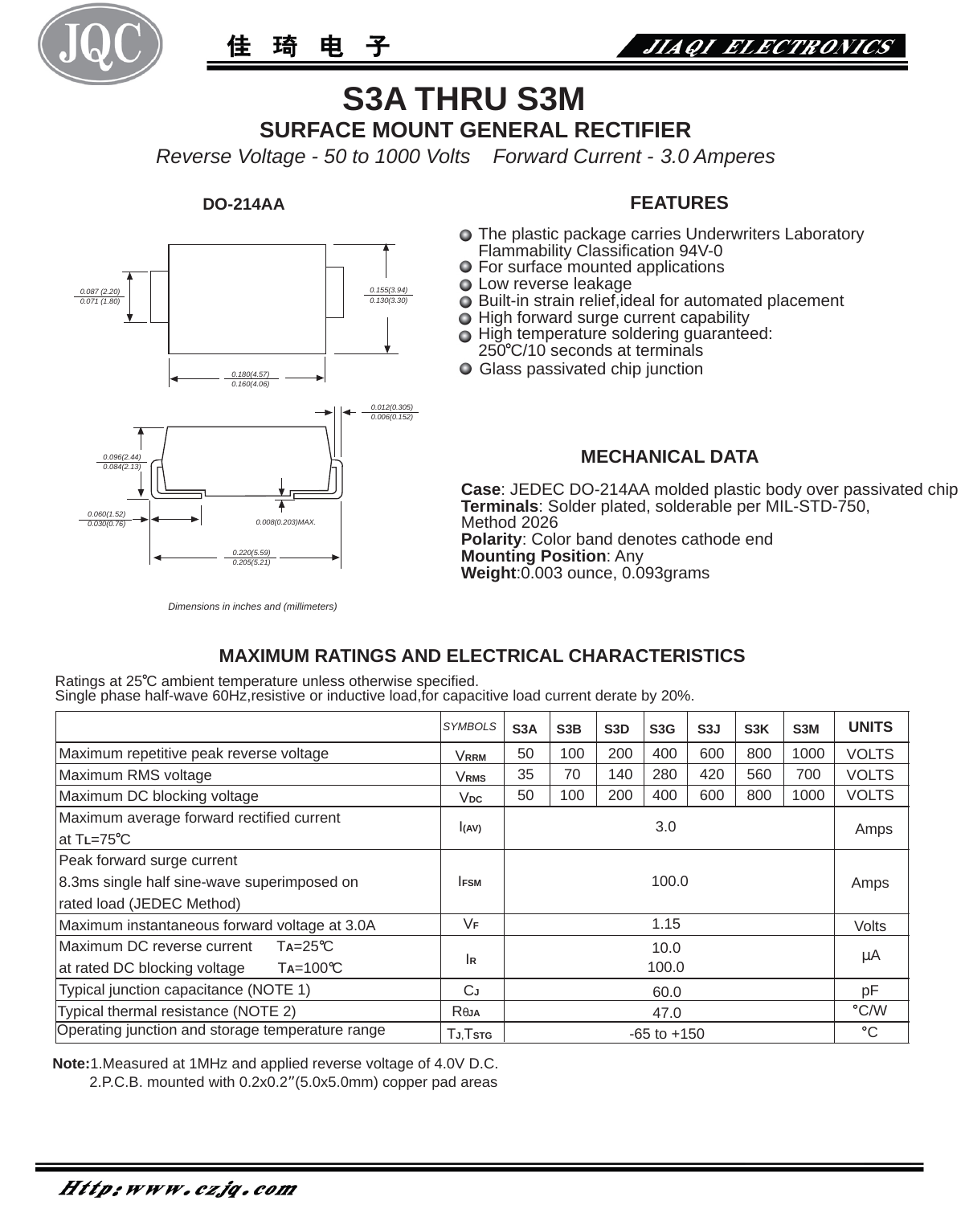JQC 佳琦电子 JIAQI ELECTRONICS

# S3A THRU S3M

## SURFACE MOUNT GENERAL RECTIFIER

*Reverse Voltage - 50 to 1000 Volts    Forward Current - 3.0 Amperes*

**DO-214AA**

0.087 (2.20) / 0.071 (1.80)

0.155(3.94) / 0.130(3.30)

0.180(4.57) / 0.160(4.06)

0.012(0.305) / 0.006(0.152)

0.096(2.44) / 0.084(2.13)

0.060(1.52) / 0.030(0.76)

0.008(0.203)MAX.

0.220(5.59) / 0.205(5.21)

*Dimensions in inches and (millimeters)*

### FEATURES

- The plastic package carries Underwriters Laboratory Flammability Classification 94V-0
- For surface mounted applications
- Low reverse leakage
- Built-in strain relief,ideal for automated placement
- High forward surge current capability
- High temperature soldering guaranteed: 250℃/10 seconds at terminals
- Glass passivated chip junction

### MECHANICAL DATA

**Case**: JEDEC DO-214AA molded plastic body over passivated chip
**Terminals**: Solder plated, solderable per MIL-STD-750, Method 2026
**Polarity**: Color band denotes cathode end
**Mounting Position**: Any
**Weight**:0.003 ounce, 0.093grams

### MAXIMUM RATINGS AND ELECTRICAL CHARACTERISTICS

Ratings at 25℃ ambient temperature unless otherwise specified.
Single phase half-wave 60Hz,resistive or inductive load,for capacitive load current derate by 20%.

| | SYMBOLS | S3A | S3B | S3D | S3G | S3J | S3K | S3M | UNITS |
|---|---|---|---|---|---|---|---|---|---|
| Maximum repetitive peak reverse voltage | $V_{RRM}$ | 50 | 100 | 200 | 400 | 600 | 800 | 1000 | VOLTS |
| Maximum RMS voltage | $V_{RMS}$ | 35 | 70 | 140 | 280 | 420 | 560 | 700 | VOLTS |
| Maximum DC blocking voltage | $V_{DC}$ | 50 | 100 | 200 | 400 | 600 | 800 | 1000 | VOLTS |
| Maximum average forward rectified current at $T_L$=75℃ | $I_{(AV)}$ | 3.0 | | | | | | | Amps |
| Peak forward surge current 8.3ms single half sine-wave superimposed on rated load (JEDEC Method) | $I_{FSM}$ | 100.0 | | | | | | | Amps |
| Maximum instantaneous forward voltage at 3.0A | $V_F$ | 1.15 | | | | | | | Volts |
| Maximum DC reverse current $T_A$=25℃ at rated DC blocking voltage $T_A$=100℃ | $I_R$ | 10.0 / 100.0 | | | | | | | μA |
| Typical junction capacitance (NOTE 1) | $C_J$ | 60.0 | | | | | | | pF |
| Typical thermal resistance (NOTE 2) | $R_{\theta JA}$ | 47.0 | | | | | | | ℃/W |
| Operating junction and storage temperature range | $T_J, T_{STG}$ | -65 to +150 | | | | | | | ℃ |

**Note:**1.Measured at 1MHz and applied reverse voltage of 4.0V D.C.
2.P.C.B. mounted with 0.2x0.2″(5.0x5.0mm) copper pad areas

Http:www.czjq.com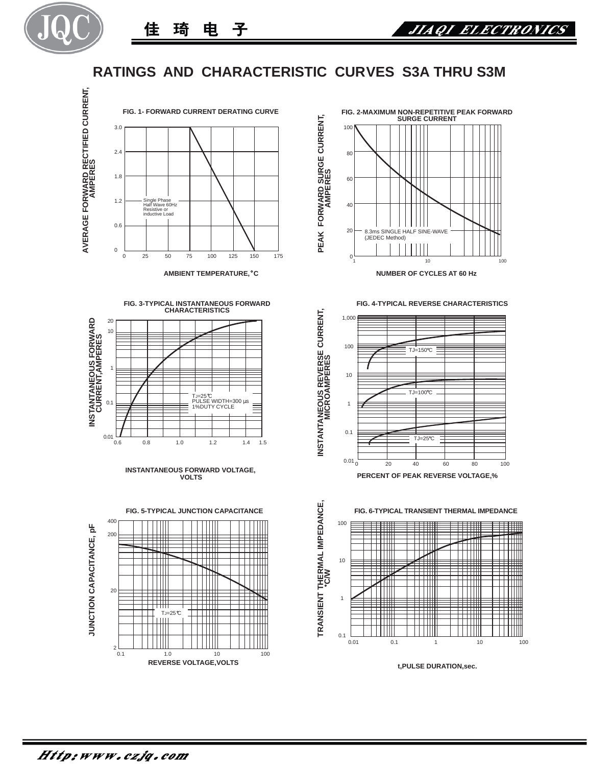# RATINGS AND CHARACTERISTIC CURVES S3A THRU S3M

FIG. 1- FORWARD CURRENT DERATING CURVE

AVERAGE FORWARD RECTIFIED CURRENT, AMPERES

3.0
2.4
1.8
1.2
0.6
0

0 25 50 75 100 125 150 175

Single Phase
Half Wave 60Hz
Resistive or
inductive Load

AMBIENT TEMPERATURE, °C

FIG. 2-MAXIMUM NON-REPETITIVE PEAK FORWARD SURGE CURRENT

PEAK FORWARD SURGE CURRENT, AMPERES

100
80
60
40
20
0

1 10 100

8.3ms SINGLE HALF SINE-WAVE
(JEDEC Method)

NUMBER OF CYCLES AT 60 Hz

FIG. 3-TYPICAL INSTANTANEOUS FORWARD CHARACTERISTICS

INSTANTANEOUS FORWARD CURRENT,AMPERES

20
10
1
0.1
0.01

0.6 0.8 1.0 1.2 1.4 1.5

TJ=25℃
PULSE WIDTH=300 μs
1%DUTY CYCLE

INSTANTANEOUS FORWARD VOLTAGE, VOLTS

FIG. 4-TYPICAL REVERSE CHARACTERISTICS

INSTANTANEOUS REVERSE CURRENT, MICROAMPERES

1,000
100
10
1
0.1
0.01

0 20 40 60 80 100

TJ=150℃
TJ=100℃
TJ=25℃

PERCENT OF PEAK REVERSE VOLTAGE,%

FIG. 5-TYPICAL JUNCTION CAPACITANCE

JUNCTION CAPACITANCE, pF

400
200
20
2

0.1 1.0 10 100

TJ=25℃

REVERSE VOLTAGE,VOLTS

FIG. 6-TYPICAL TRANSIENT THERMAL IMPEDANCE

TRANSIENT THERMAL IMPEDANCE, °C/W

100
10
1
0.1

0.01 0.1 1 10 100

t,PULSE DURATION,sec.